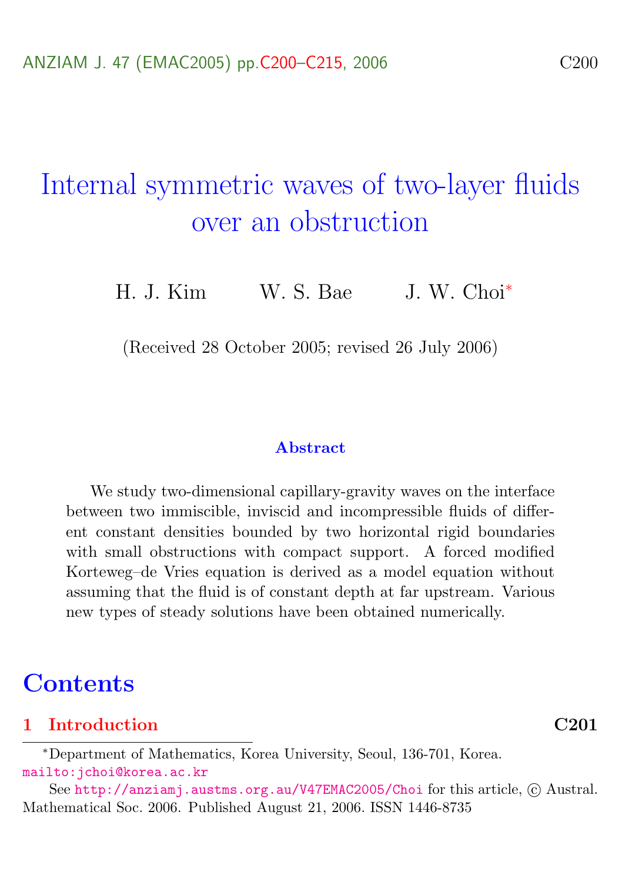# Internal symmetric waves of two-layer fluids over an obstruction

H. J. Kim    W. S. Bae    J. W. Choi*

(Received 28 October 2005; revised 26 July 2006)

### Abstract

We study two-dimensional capillary-gravity waves on the interface between two immiscible, inviscid and incompressible fluids of different constant densities bounded by two horizontal rigid boundaries with small obstructions with compact support. A forced modified Korteweg–de Vries equation is derived as a model equation without assuming that the fluid is of constant depth at far upstream. Various new types of steady solutions have been obtained numerically.

## Contents

**1 Introduction** **C201**

---

*Department of Mathematics, Korea University, Seoul, 136-701, Korea. mailto:jchoi@korea.ac.kr

See http://anziamj.austms.org.au/V47EMAC2005/Choi for this article, © Austral. Mathematical Soc. 2006. Published August 21, 2006. ISSN 1446-8735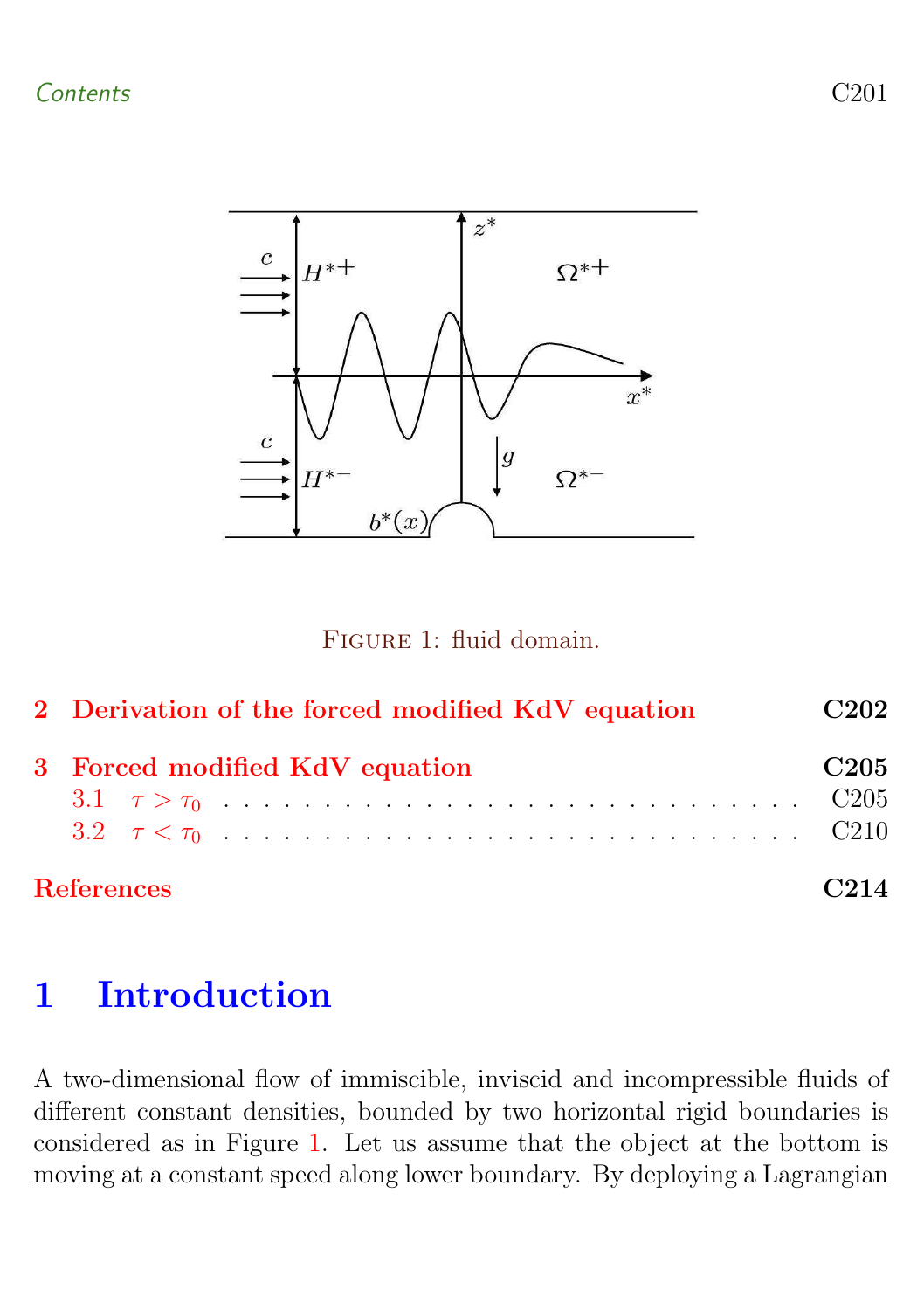Figure 1: fluid domain.

2 Derivation of the forced modified KdV equation C202

3 Forced modified KdV equation C205
  3.1 $\tau > \tau_0$ . . . . . C205
  3.2 $\tau < \tau_0$ . . . . . C210

References C214

# 1 Introduction

A two-dimensional flow of immiscible, inviscid and incompressible fluids of different constant densities, bounded by two horizontal rigid boundaries is considered as in Figure 1. Let us assume that the object at the bottom is moving at a constant speed along lower boundary. By deploying a Lagrangian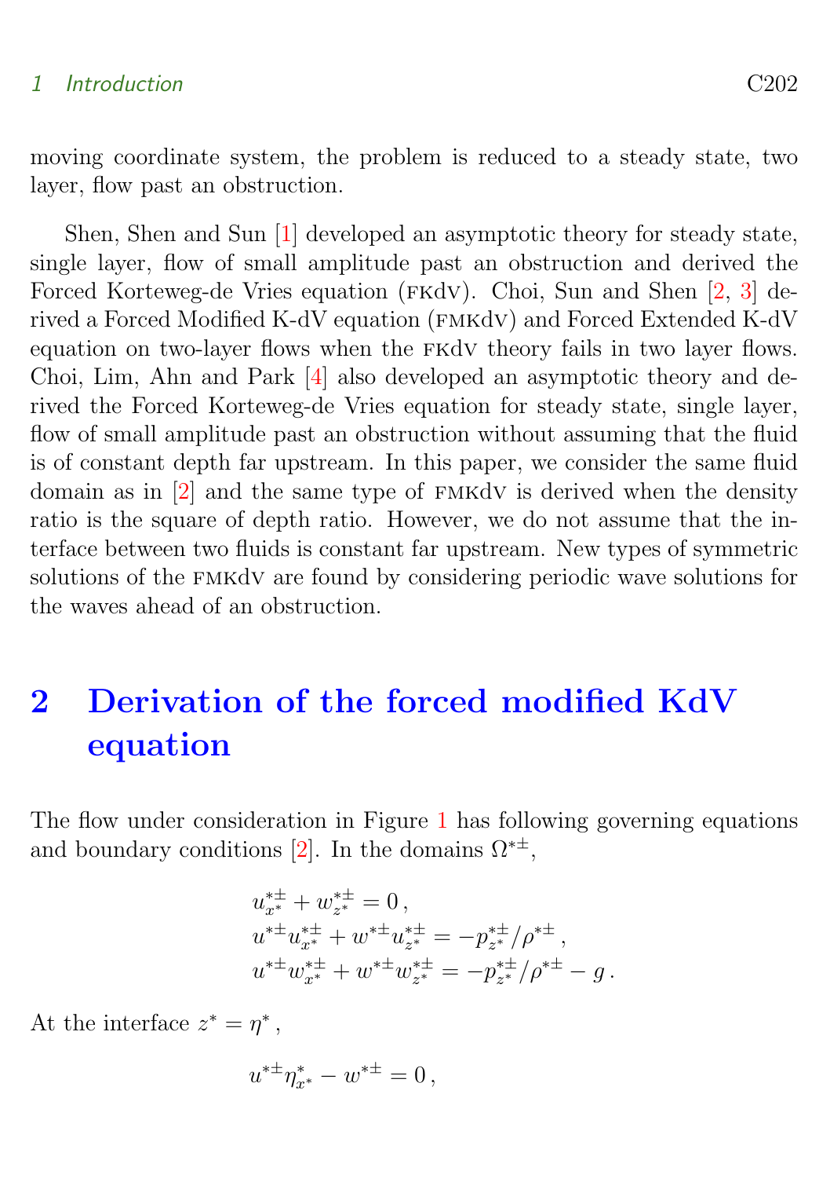moving coordinate system, the problem is reduced to a steady state, two layer, flow past an obstruction.

Shen, Shen and Sun [1] developed an asymptotic theory for steady state, single layer, flow of small amplitude past an obstruction and derived the Forced Korteweg-de Vries equation (FKdV). Choi, Sun and Shen [2, 3] derived a Forced Modified K-dV equation (FMKdV) and Forced Extended K-dV equation on two-layer flows when the FKdV theory fails in two layer flows. Choi, Lim, Ahn and Park [4] also developed an asymptotic theory and derived the Forced Korteweg-de Vries equation for steady state, single layer, flow of small amplitude past an obstruction without assuming that the fluid is of constant depth far upstream. In this paper, we consider the same fluid domain as in [2] and the same type of FMKdV is derived when the density ratio is the square of depth ratio. However, we do not assume that the interface between two fluids is constant far upstream. New types of symmetric solutions of the FMKdV are found by considering periodic wave solutions for the waves ahead of an obstruction.

# 2 Derivation of the forced modified KdV equation

The flow under consideration in Figure 1 has following governing equations and boundary conditions [2]. In the domains $\Omega^{*\pm}$,

$$
\begin{aligned}
&u^{*\pm}_{x^*} + w^{*\pm}_{z^*} = 0\,, \\
&u^{*\pm}u^{*\pm}_{x^*} + w^{*\pm}u^{*\pm}_{z^*} = -p^{*\pm}_{x^*}/\rho^{*\pm}\,, \\
&u^{*\pm}w^{*\pm}_{x^*} + w^{*\pm}w^{*\pm}_{z^*} = -p^{*\pm}_{z^*}/\rho^{*\pm} - g\,.
\end{aligned}
$$

At the interface $z^* = \eta^*$,

$$
u^{*\pm}\eta^*_{x^*} - w^{*\pm} = 0\,,
$$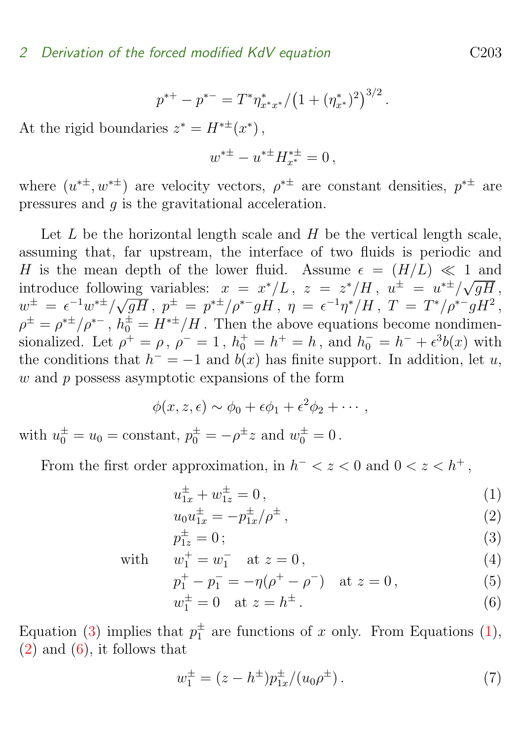$$p^{*+} - p^{*-} = T^* \eta^*_{x^*x^*} / \big(1 + (\eta^*_{x^*})^2\big)^{3/2} .$$

At the rigid boundaries $z^* = H^{*\pm}(x^*)$ ,

$$w^{*\pm} - u^{*\pm} H^{*\pm}_{x^*} = 0 ,$$

where $(u^{*\pm}, w^{*\pm})$ are velocity vectors, $\rho^{*\pm}$ are constant densities, $p^{*\pm}$ are pressures and $g$ is the gravitational acceleration.

Let $L$ be the horizontal length scale and $H$ be the vertical length scale, assuming that, far upstream, the interface of two fluids is periodic and $H$ is the mean depth of the lower fluid. Assume $\epsilon = (H/L) \ll 1$ and introduce following variables: $x = x^*/L$ , $z = z^*/H$ , $u^\pm = u^{*\pm}/\sqrt{gH}$ , $w^\pm = \epsilon^{-1} w^{*\pm}/\sqrt{gH}$ , $p^\pm = p^{*\pm}/\rho^{*-} gH$ , $\eta = \epsilon^{-1}\eta^*/H$ , $T = T^*/\rho^{*-} gH^2$ , $\rho^\pm = \rho^{*\pm}/\rho^{*-}$ , $h^\pm_0 = H^{*\pm}/H$ . Then the above equations become nondimensionalized. Let $\rho^+ = \rho$ , $\rho^- = 1$ , $h^+_0 = h^+ = h$ , and $h^-_0 = h^- + \epsilon^3 b(x)$ with the conditions that $h^- = -1$ and $b(x)$ has finite support. In addition, let $u$, $w$ and $p$ possess asymptotic expansions of the form

$$\phi(x, z, \epsilon) \sim \phi_0 + \epsilon\phi_1 + \epsilon^2\phi_2 + \cdots ,$$

with $u^\pm_0 = u_0 = \text{constant}$, $p^\pm_0 = -\rho^\pm z$ and $w^\pm_0 = 0$ .

From the first order approximation, in $h^- < z < 0$ and $0 < z < h^+$ ,

$$u^\pm_{1x} + w^\pm_{1z} = 0 , \tag{1}$$

$$u_0 u^\pm_{1x} = -p^\pm_{1x}/\rho^\pm , \tag{2}$$

$$p^\pm_{1z} = 0 ; \tag{3}$$

with

$$w^+_1 = w^-_1 \quad \text{at } z = 0 , \tag{4}$$

$$p^+_1 - p^-_1 = -\eta(\rho^+ - \rho^-) \quad \text{at } z = 0 , \tag{5}$$

$$w^\pm_1 = 0 \quad \text{at } z = h^\pm . \tag{6}$$

Equation (3) implies that $p^\pm_1$ are functions of $x$ only. From Equations (1), (2) and (6), it follows that

$$w^\pm_1 = (z - h^\pm) p^\pm_{1x} / (u_0 \rho^\pm) . \tag{7}$$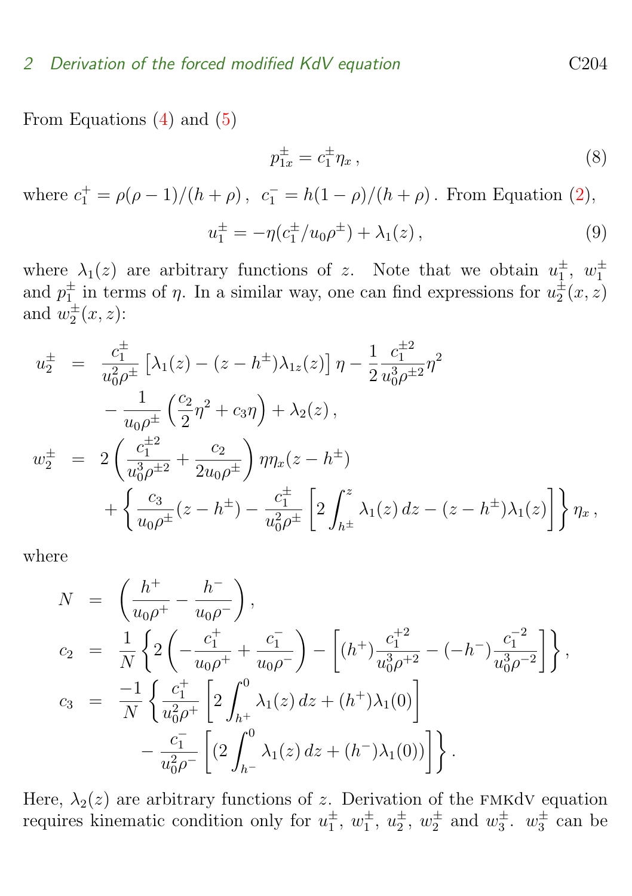From Equations (4) and (5)

$$p^{\pm}_{1x} = c^{\pm}_1 \eta_x \,, \tag{8}$$

where $c^+_1 = \rho(\rho-1)/(h+\rho)\,,\;\; c^-_1 = h(1-\rho)/(h+\rho)\,.$ From Equation (2),

$$u^{\pm}_1 = -\eta(c^{\pm}_1/u_0\rho^{\pm}) + \lambda_1(z)\,, \tag{9}$$

where $\lambda_1(z)$ are arbitrary functions of $z$. Note that we obtain $u^{\pm}_1$, $w^{\pm}_1$ and $p^{\pm}_1$ in terms of $\eta$. In a similar way, one can find expressions for $u^{\pm}_2(x,z)$ and $w^{\pm}_2(x,z)$:

$$\begin{aligned}
u^{\pm}_2 &= \frac{c^{\pm}_1}{u_0^2\rho^{\pm}}\left[\lambda_1(z) - (z-h^{\pm})\lambda_{1z}(z)\right]\eta - \frac{1}{2}\frac{c^{\pm 2}_1}{u_0^3\rho^{\pm 2}}\eta^2 \\
&\quad - \frac{1}{u_0\rho^{\pm}}\left(\frac{c_2}{2}\eta^2 + c_3\eta\right) + \lambda_2(z)\,, \\
w^{\pm}_2 &= 2\left(\frac{c^{\pm 2}_1}{u_0^3\rho^{\pm 2}} + \frac{c_2}{2u_0\rho^{\pm}}\right)\eta\eta_x(z-h^{\pm}) \\
&\quad + \left\{\frac{c_3}{u_0\rho^{\pm}}(z-h^{\pm}) - \frac{c^{\pm}_1}{u_0^2\rho^{\pm}}\left[2\int_{h^{\pm}}^{z}\lambda_1(z)\,dz - (z-h^{\pm})\lambda_1(z)\right]\right\}\eta_x\,,
\end{aligned}$$

where

$$\begin{aligned}
N &= \left(\frac{h^+}{u_0\rho^+} - \frac{h^-}{u_0\rho^-}\right), \\
c_2 &= \frac{1}{N}\left\{2\left(-\frac{c^+_1}{u_0\rho^+} + \frac{c^-_1}{u_0\rho^-}\right) - \left[(h^+)\frac{c^{+2}_1}{u_0^3\rho^{+2}} - (-h^-)\frac{c^{-2}_1}{u_0^3\rho^{-2}}\right]\right\}, \\
c_3 &= \frac{-1}{N}\left\{\frac{c^+_1}{u_0^2\rho^+}\left[2\int_{h^+}^{0}\lambda_1(z)\,dz + (h^+)\lambda_1(0)\right]\right. \\
&\qquad \left. - \frac{c^-_1}{u_0^2\rho^-}\left[(2\int_{h^-}^{0}\lambda_1(z)\,dz + (h^-)\lambda_1(0))\right]\right\}.
\end{aligned}$$

Here, $\lambda_2(z)$ are arbitrary functions of $z$. Derivation of the FMKdV equation requires kinematic condition only for $u^{\pm}_1$, $w^{\pm}_1$, $u^{\pm}_2$, $w^{\pm}_2$ and $w^{\pm}_3$. $w^{\pm}_3$ can be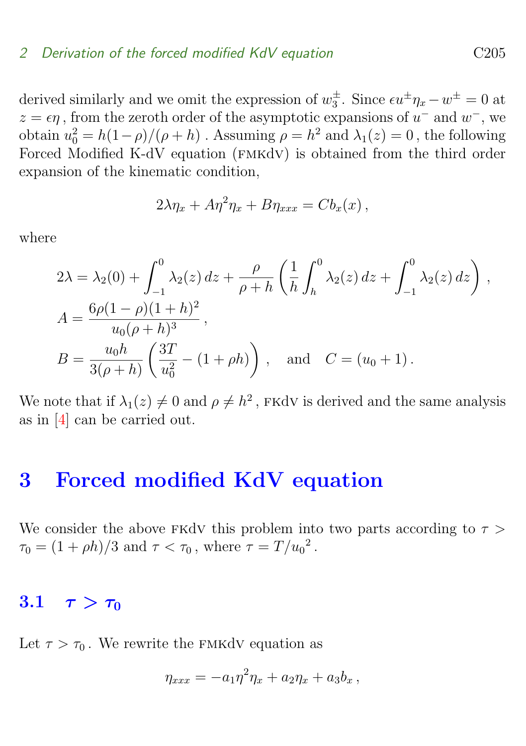derived similarly and we omit the expression of $w_3^{\pm}$. Since $\epsilon u^{\pm}\eta_x - w^{\pm} = 0$ at $z = \epsilon\eta$, from the zeroth order of the asymptotic expansions of $u^-$ and $w^-$, we obtain $u_0^2 = h(1-\rho)/(\rho+h)$. Assuming $\rho = h^2$ and $\lambda_1(z) = 0$, the following Forced Modified K-dV equation (FMKdV) is obtained from the third order expansion of the kinematic condition,

$$2\lambda\eta_x + A\eta^2\eta_x + B\eta_{xxx} = Cb_x(x)\,,$$

where

$$2\lambda = \lambda_2(0) + \int_{-1}^{0} \lambda_2(z)\,dz + \frac{\rho}{\rho+h}\left(\frac{1}{h}\int_{h}^{0} \lambda_2(z)\,dz + \int_{-1}^{0} \lambda_2(z)\,dz\right),$$

$$A = \frac{6\rho(1-\rho)(1+h)^2}{u_0(\rho+h)^3}\,,$$

$$B = \frac{u_0 h}{3(\rho+h)}\left(\frac{3T}{u_0^2} - (1+\rho h)\right), \quad \text{and} \quad C = (u_0+1)\,.$$

We note that if $\lambda_1(z) \neq 0$ and $\rho \neq h^2$, FKdV is derived and the same analysis as in [4] can be carried out.

# 3 Forced modified KdV equation

We consider the above FKdV this problem into two parts according to $\tau > \tau_0 = (1+\rho h)/3$ and $\tau < \tau_0$, where $\tau = T/{u_0}^2$.

## 3.1 $\tau > \tau_0$

Let $\tau > \tau_0$. We rewrite the FMKdV equation as

$$\eta_{xxx} = -a_1\eta^2\eta_x + a_2\eta_x + a_3 b_x\,,$$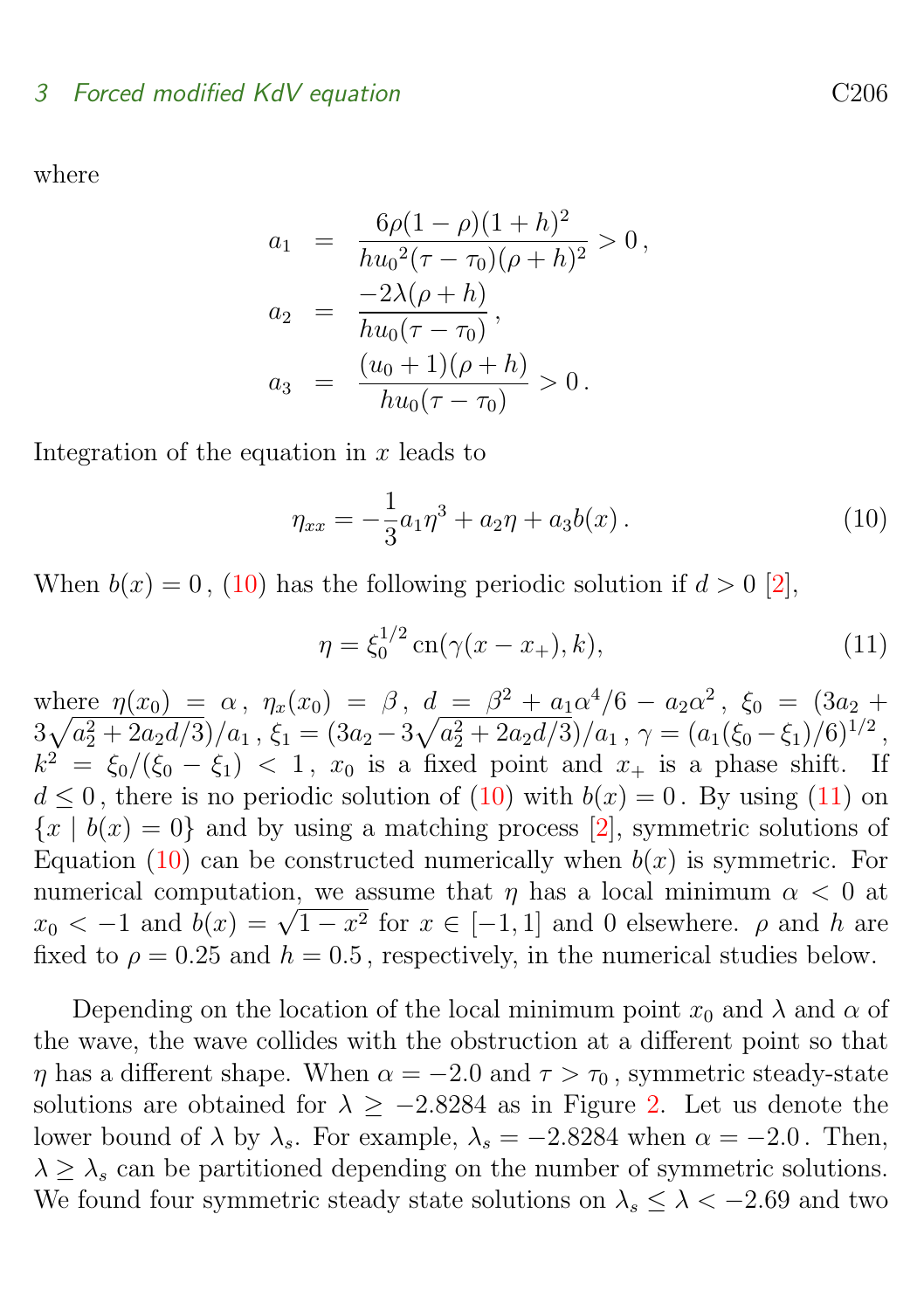where

$$
\begin{aligned}
a_1 &= \frac{6\rho(1-\rho)(1+h)^2}{h{u_0}^2(\tau-\tau_0)(\rho+h)^2} > 0\,,\\
a_2 &= \frac{-2\lambda(\rho+h)}{hu_0(\tau-\tau_0)}\,,\\
a_3 &= \frac{(u_0+1)(\rho+h)}{hu_0(\tau-\tau_0)} > 0\,.
\end{aligned}
$$

Integration of the equation in $x$ leads to

$$
\eta_{xx} = -\frac{1}{3}a_1\eta^3 + a_2\eta + a_3 b(x)\,. \tag{10}
$$

When $b(x)=0$, (10) has the following periodic solution if $d>0$ [2],

$$
\eta = \xi_0^{1/2}\,\mathrm{cn}(\gamma(x-x_+),k), \tag{11}
$$

where $\eta(x_0)=\alpha$, $\eta_x(x_0)=\beta$, $d=\beta^2+a_1\alpha^4/6-a_2\alpha^2$, $\xi_0=(3a_2+3\sqrt{a_2^2+2a_2d/3})/a_1$, $\xi_1=(3a_2-3\sqrt{a_2^2+2a_2d/3})/a_1$, $\gamma=(a_1(\xi_0-\xi_1)/6)^{1/2}$, $k^2=\xi_0/(\xi_0-\xi_1)<1$, $x_0$ is a fixed point and $x_+$ is a phase shift. If $d\leq 0$, there is no periodic solution of (10) with $b(x)=0$. By using (11) on $\{x \mid b(x)=0\}$ and by using a matching process [2], symmetric solutions of Equation (10) can be constructed numerically when $b(x)$ is symmetric. For numerical computation, we assume that $\eta$ has a local minimum $\alpha<0$ at $x_0<-1$ and $b(x)=\sqrt{1-x^2}$ for $x\in[-1,1]$ and 0 elsewhere. $\rho$ and $h$ are fixed to $\rho=0.25$ and $h=0.5$, respectively, in the numerical studies below.

Depending on the location of the local minimum point $x_0$ and $\lambda$ and $\alpha$ of the wave, the wave collides with the obstruction at a different point so that $\eta$ has a different shape. When $\alpha=-2.0$ and $\tau>\tau_0$, symmetric steady-state solutions are obtained for $\lambda\geq -2.8284$ as in Figure 2. Let us denote the lower bound of $\lambda$ by $\lambda_s$. For example, $\lambda_s=-2.8284$ when $\alpha=-2.0$. Then, $\lambda\geq\lambda_s$ can be partitioned depending on the number of symmetric solutions. We found four symmetric steady state solutions on $\lambda_s\leq\lambda<-2.69$ and two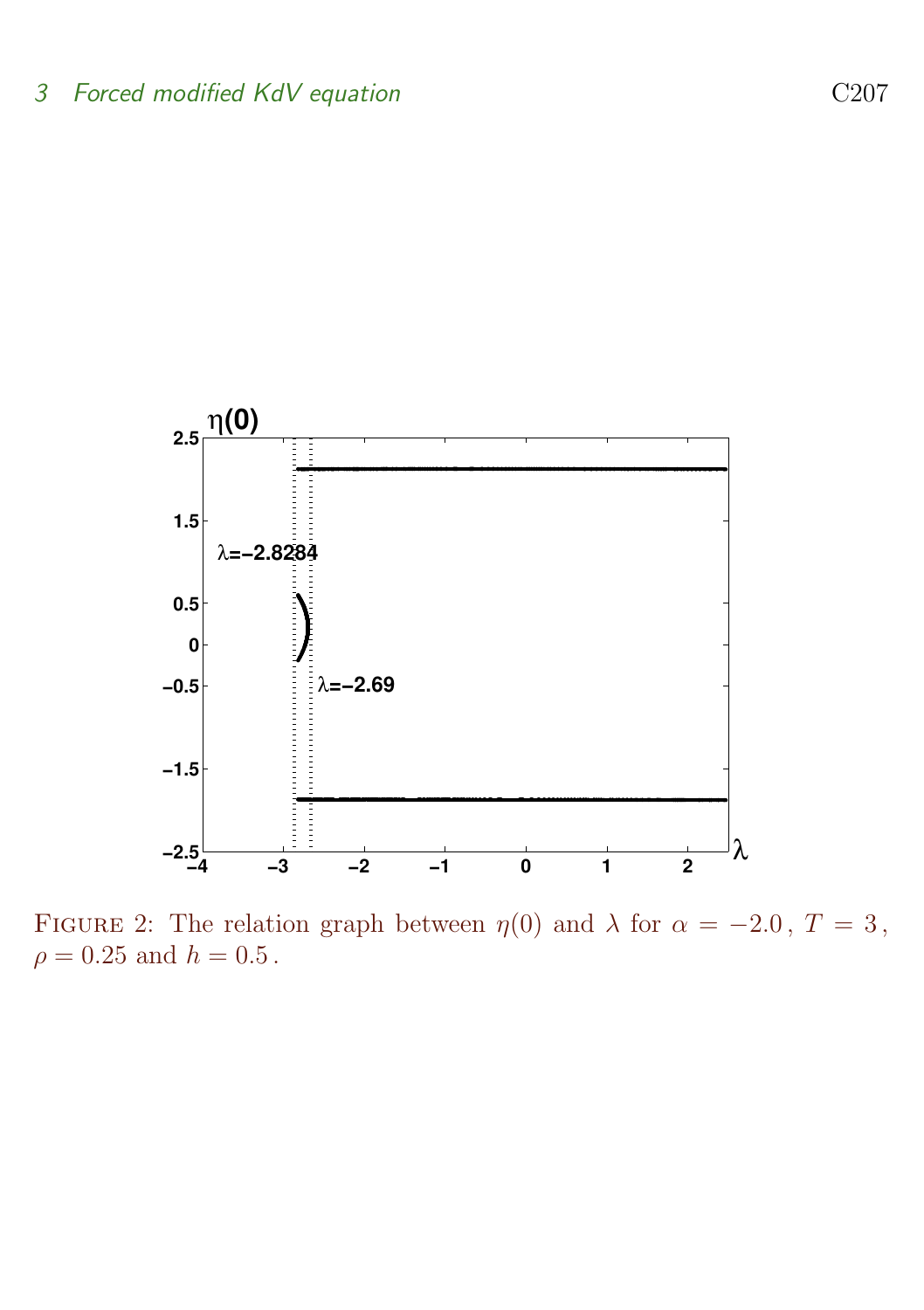FIGURE 2: The relation graph between $\eta(0)$ and $\lambda$ for $\alpha = -2.0$, $T = 3$, $\rho = 0.25$ and $h = 0.5$.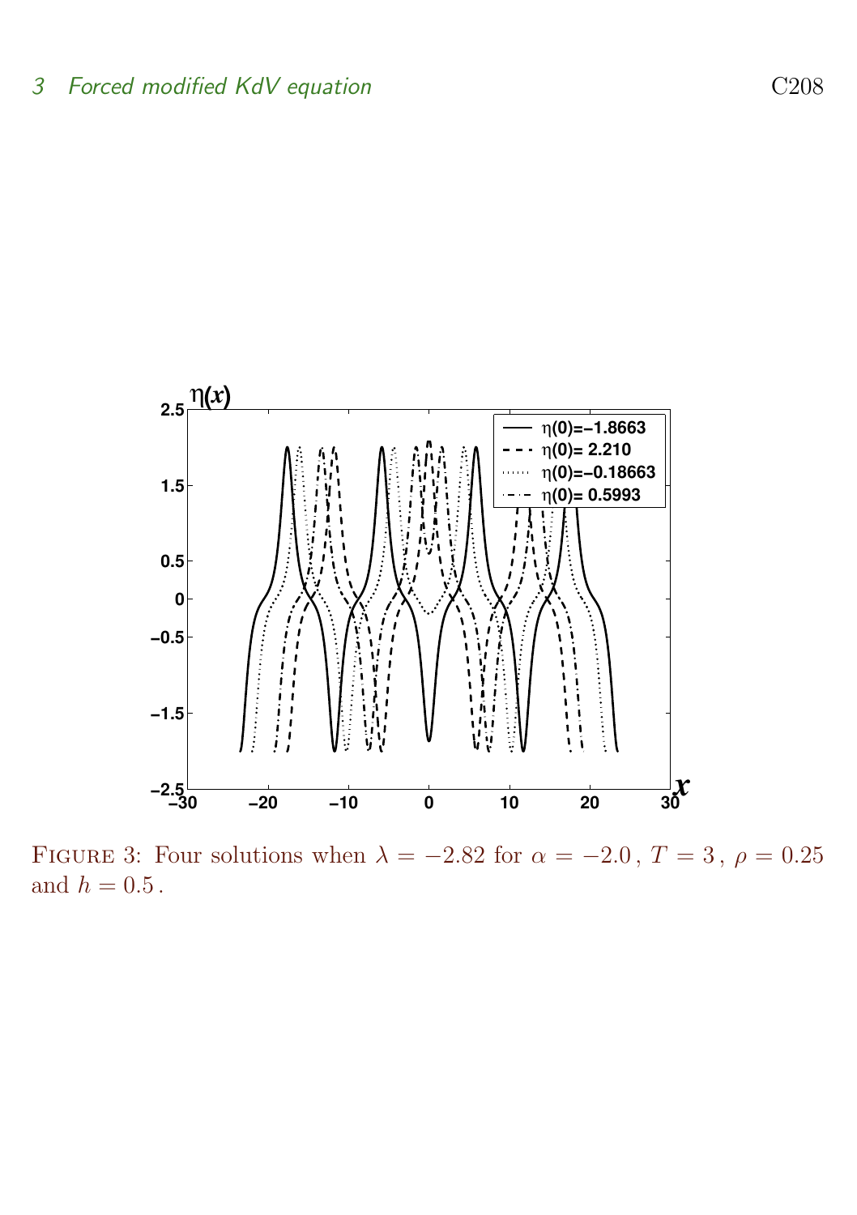Figure 3: Four solutions when $\lambda = -2.82$ for $\alpha = -2.0$, $T = 3$, $\rho = 0.25$ and $h = 0.5$.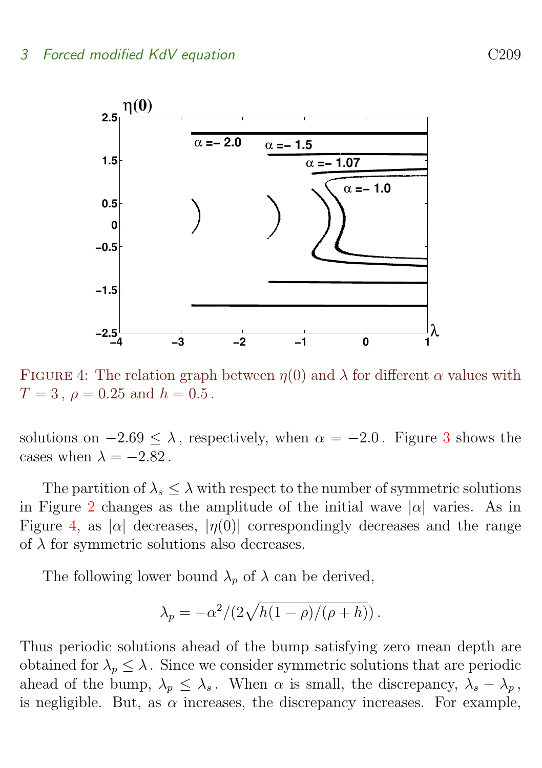FIGURE 4: The relation graph between $\eta(0)$ and $\lambda$ for different $\alpha$ values with $T = 3$, $\rho = 0.25$ and $h = 0.5$.

solutions on $-2.69 \leq \lambda$, respectively, when $\alpha = -2.0$. Figure 3 shows the cases when $\lambda = -2.82$.

The partition of $\lambda_s \leq \lambda$ with respect to the number of symmetric solutions in Figure 2 changes as the amplitude of the initial wave $|\alpha|$ varies. As in Figure 4, as $|\alpha|$ decreases, $|\eta(0)|$ correspondingly decreases and the range of $\lambda$ for symmetric solutions also decreases.

The following lower bound $\lambda_p$ of $\lambda$ can be derived,

$$\lambda_p = -\alpha^2/(2\sqrt{h(1-\rho)/(\rho+h)})\,.$$

Thus periodic solutions ahead of the bump satisfying zero mean depth are obtained for $\lambda_p \leq \lambda$. Since we consider symmetric solutions that are periodic ahead of the bump, $\lambda_p \leq \lambda_s$. When $\alpha$ is small, the discrepancy, $\lambda_s - \lambda_p$, is negligible. But, as $\alpha$ increases, the discrepancy increases. For example,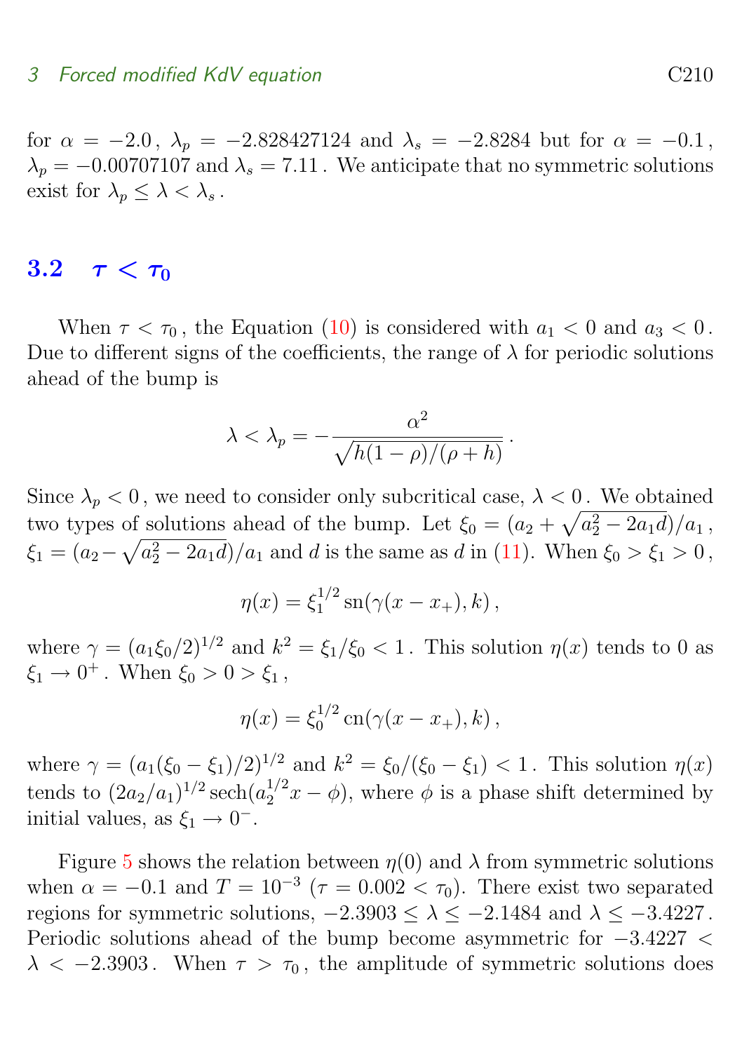for $\alpha = -2.0$, $\lambda_p = -2.828427124$ and $\lambda_s = -2.8284$ but for $\alpha = -0.1$, $\lambda_p = -0.00707107$ and $\lambda_s = 7.11$. We anticipate that no symmetric solutions exist for $\lambda_p \le \lambda < \lambda_s$.

## 3.2 $\tau < \tau_0$

When $\tau < \tau_0$, the Equation (10) is considered with $a_1 < 0$ and $a_3 < 0$. Due to different signs of the coefficients, the range of $\lambda$ for periodic solutions ahead of the bump is

$$\lambda < \lambda_p = -\frac{\alpha^2}{\sqrt{h(1-\rho)/(\rho+h)}}\,.$$

Since $\lambda_p < 0$, we need to consider only subcritical case, $\lambda < 0$. We obtained two types of solutions ahead of the bump. Let $\xi_0 = (a_2 + \sqrt{a_2^2 - 2a_1 d})/a_1$, $\xi_1 = (a_2 - \sqrt{a_2^2 - 2a_1 d})/a_1$ and $d$ is the same as $d$ in (11). When $\xi_0 > \xi_1 > 0$,

$$\eta(x) = \xi_1^{1/2}\,\mathrm{sn}(\gamma(x - x_+), k)\,,$$

where $\gamma = (a_1\xi_0/2)^{1/2}$ and $k^2 = \xi_1/\xi_0 < 1$. This solution $\eta(x)$ tends to 0 as $\xi_1 \to 0^+$. When $\xi_0 > 0 > \xi_1$,

$$\eta(x) = \xi_0^{1/2}\,\mathrm{cn}(\gamma(x - x_+), k)\,,$$

where $\gamma = (a_1(\xi_0 - \xi_1)/2)^{1/2}$ and $k^2 = \xi_0/(\xi_0 - \xi_1) < 1$. This solution $\eta(x)$ tends to $(2a_2/a_1)^{1/2}\,\mathrm{sech}(a_2^{1/2}x - \phi)$, where $\phi$ is a phase shift determined by initial values, as $\xi_1 \to 0^-$.

Figure 5 shows the relation between $\eta(0)$ and $\lambda$ from symmetric solutions when $\alpha = -0.1$ and $T = 10^{-3}$ ($\tau = 0.002 < \tau_0$). There exist two separated regions for symmetric solutions, $-2.3903 \le \lambda \le -2.1484$ and $\lambda \le -3.4227$. Periodic solutions ahead of the bump become asymmetric for $-3.4227 < \lambda < -2.3903$. When $\tau > \tau_0$, the amplitude of symmetric solutions does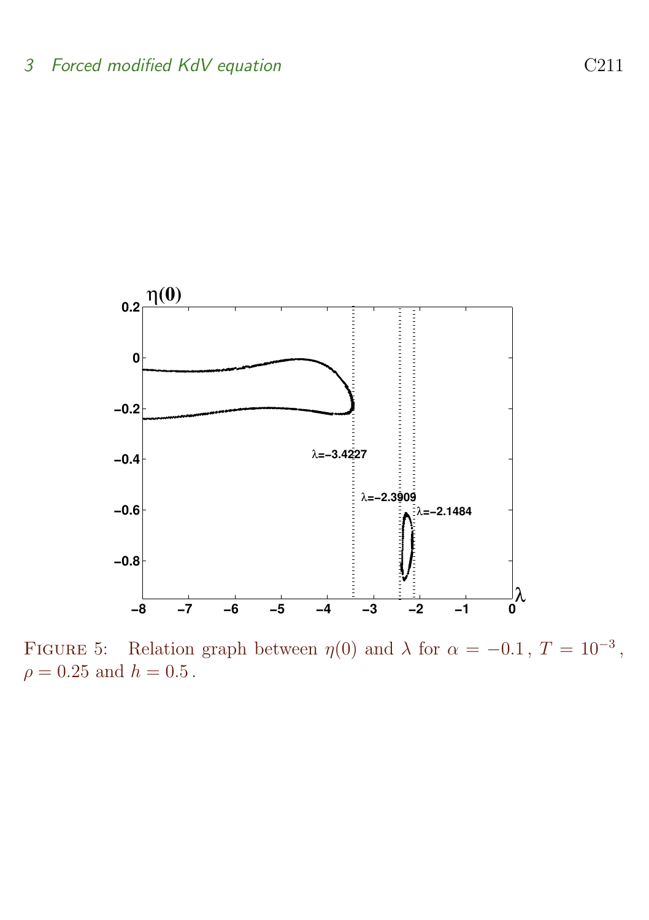FIGURE 5: Relation graph between $\eta(0)$ and $\lambda$ for $\alpha = -0.1$, $T = 10^{-3}$, $\rho = 0.25$ and $h = 0.5$.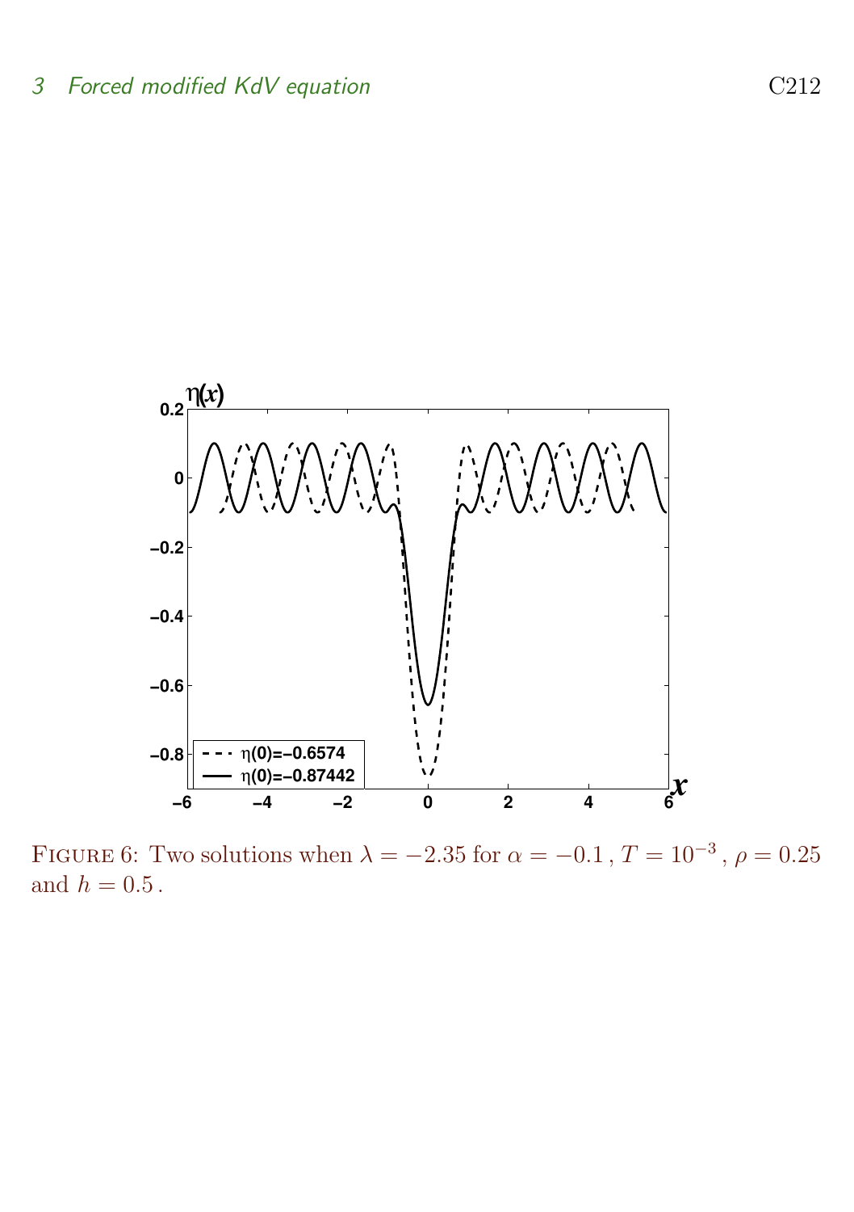Figure 6: Two solutions when $\lambda = -2.35$ for $\alpha = -0.1$, $T = 10^{-3}$, $\rho = 0.25$ and $h = 0.5$.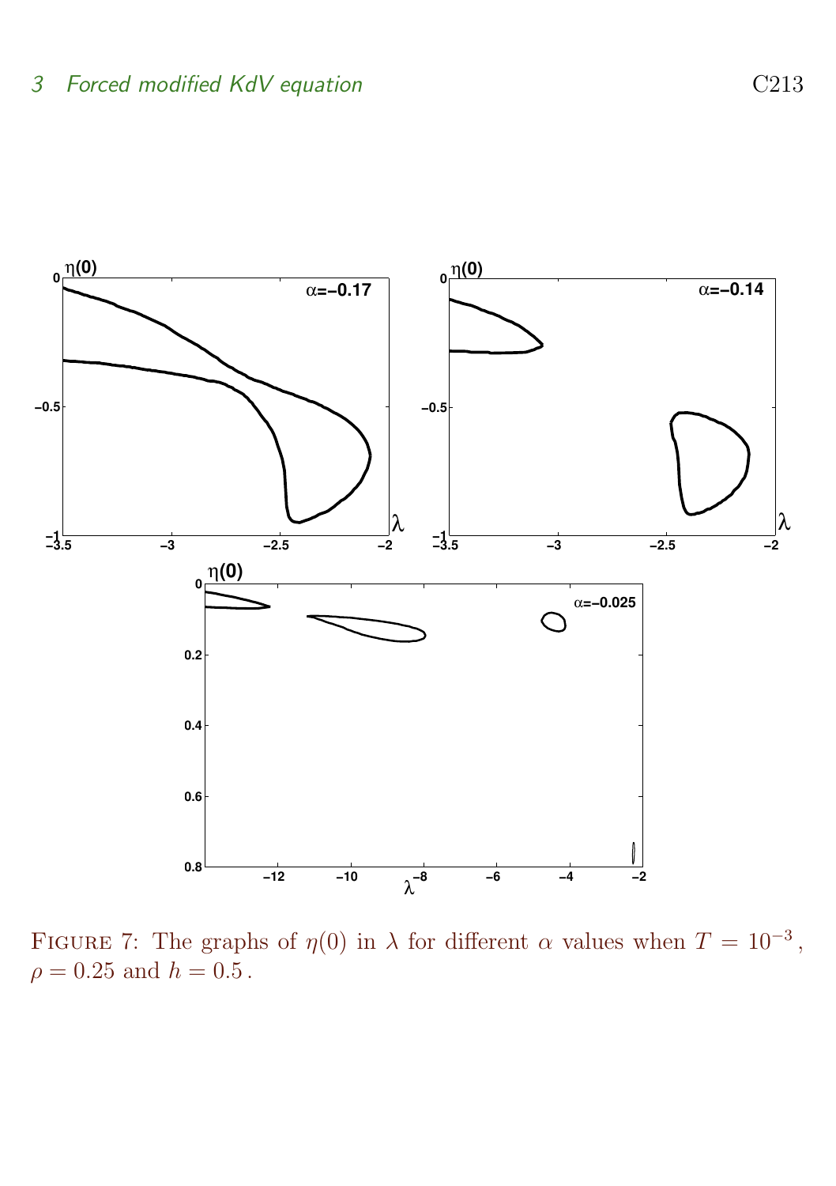Figure 7: The graphs of $\eta(0)$ in $\lambda$ for different $\alpha$ values when $T = 10^{-3}$, $\rho = 0.25$ and $h = 0.5$.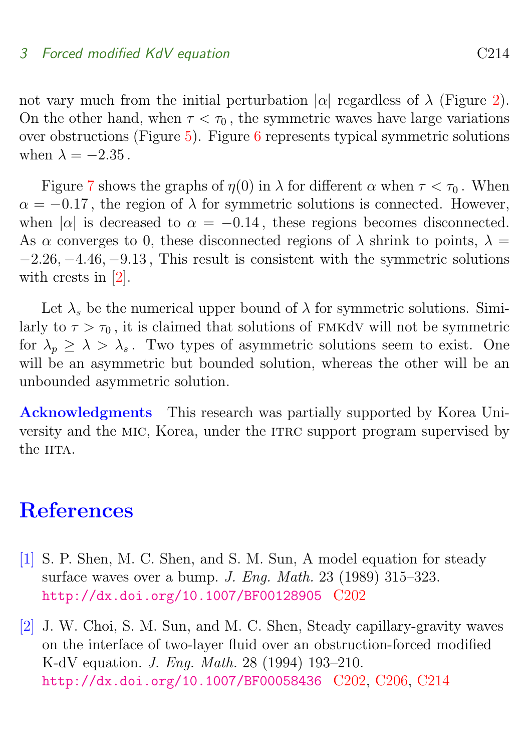not vary much from the initial perturbation $|\alpha|$ regardless of $\lambda$ (Figure 2). On the other hand, when $\tau < \tau_0$, the symmetric waves have large variations over obstructions (Figure 5). Figure 6 represents typical symmetric solutions when $\lambda = -2.35$.

Figure 7 shows the graphs of $\eta(0)$ in $\lambda$ for different $\alpha$ when $\tau < \tau_0$. When $\alpha = -0.17$, the region of $\lambda$ for symmetric solutions is connected. However, when $|\alpha|$ is decreased to $\alpha = -0.14$, these regions becomes disconnected. As $\alpha$ converges to 0, these disconnected regions of $\lambda$ shrink to points, $\lambda = -2.26, -4.46, -9.13$, This result is consistent with the symmetric solutions with crests in [2].

Let $\lambda_s$ be the numerical upper bound of $\lambda$ for symmetric solutions. Similarly to $\tau > \tau_0$, it is claimed that solutions of FMKdV will not be symmetric for $\lambda_p \geq \lambda > \lambda_s$. Two types of asymmetric solutions seem to exist. One will be an asymmetric but bounded solution, whereas the other will be an unbounded asymmetric solution.

**Acknowledgments** This research was partially supported by Korea University and the MIC, Korea, under the ITRC support program supervised by the IITA.

## References

[1] S. P. Shen, M. C. Shen, and S. M. Sun, A model equation for steady surface waves over a bump. *J. Eng. Math.* 23 (1989) 315–323. http://dx.doi.org/10.1007/BF00128905 C202

[2] J. W. Choi, S. M. Sun, and M. C. Shen, Steady capillary-gravity waves on the interface of two-layer fluid over an obstruction-forced modified K-dV equation. *J. Eng. Math.* 28 (1994) 193–210. http://dx.doi.org/10.1007/BF00058436 C202, C206, C214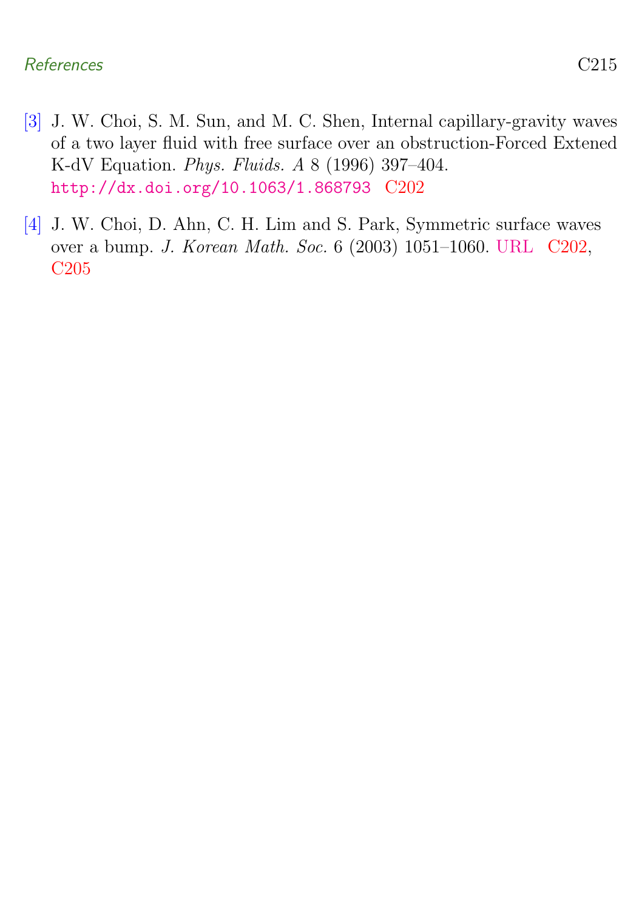[3] J. W. Choi, S. M. Sun, and M. C. Shen, Internal capillary-gravity waves of a two layer fluid with free surface over an obstruction-Forced Extened K-dV Equation. *Phys. Fluids. A* 8 (1996) 397–404. http://dx.doi.org/10.1063/1.868793 C202

[4] J. W. Choi, D. Ahn, C. H. Lim and S. Park, Symmetric surface waves over a bump. *J. Korean Math. Soc.* 6 (2003) 1051–1060. URL C202, C205